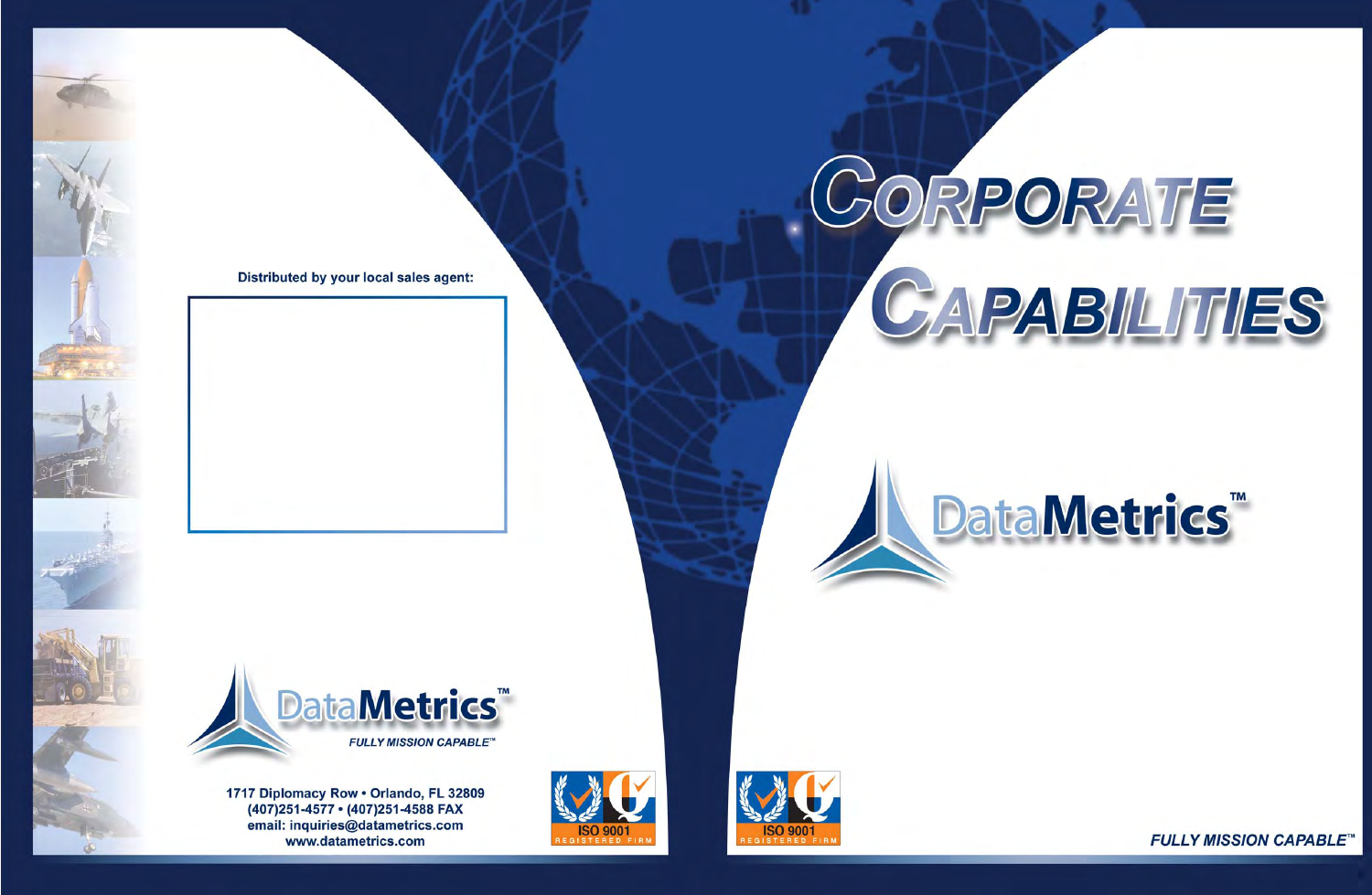Distributed by your local sales agent:

DataMetrics™

*FULLY MISSION CAPABLE™*

1717 Diplomacy Row • Orlando, FL 32809
(407)251-4577 • (407)251-4588 FAX
email: inquiries@datametrics.com
www.datametrics.com

ISO 9001 REGISTERED FIRM

# CORPORATE CAPABILITIES

DataMetrics™

ISO 9001 REGISTERED FIRM

*FULLY MISSION CAPABLE™*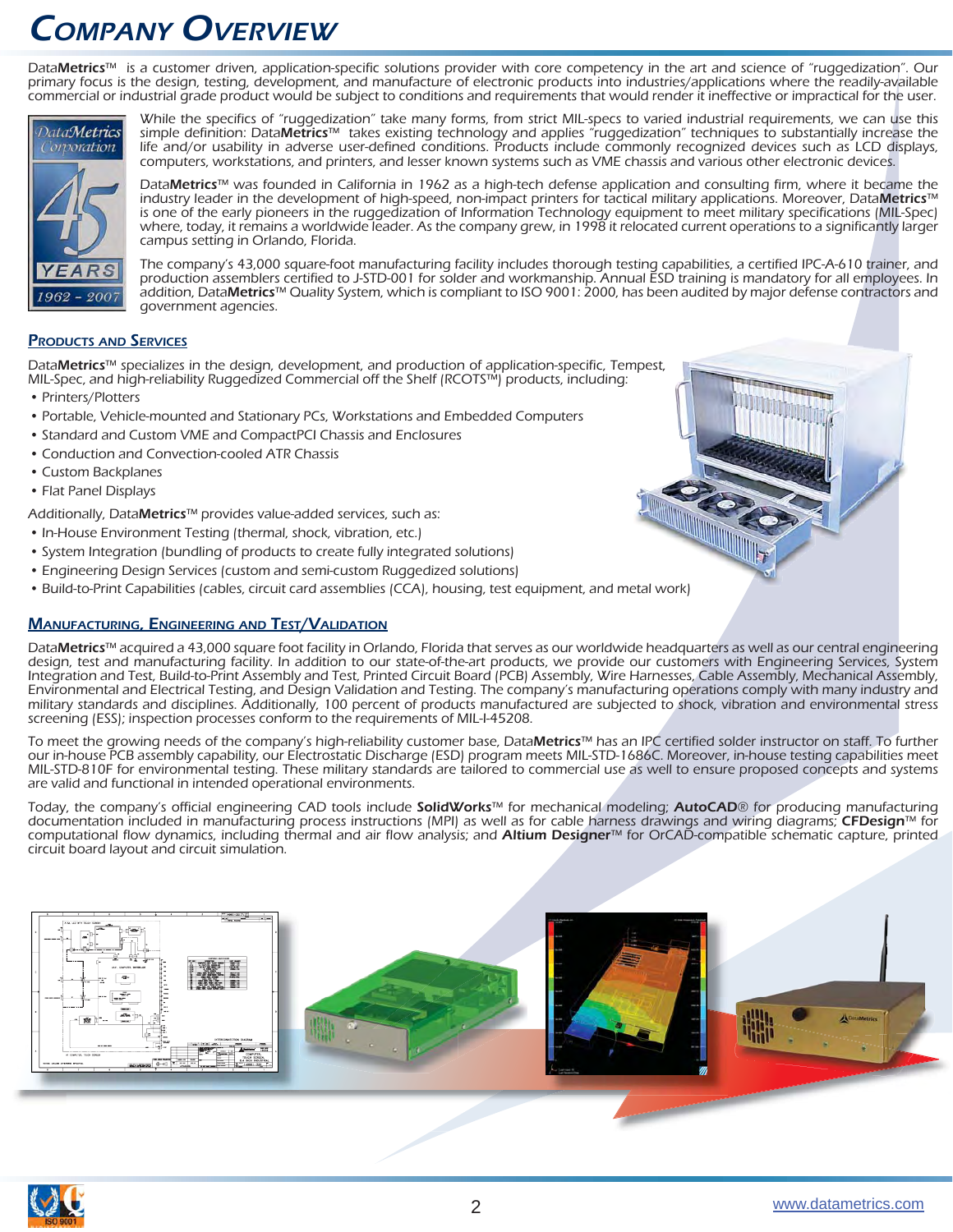# Company Overview

Data**Metrics**™ is a customer driven, application-specific solutions provider with core competency in the art and science of "ruggedization". Our primary focus is the design, testing, development, and manufacture of electronic products into industries/applications where the readily-available commercial or industrial grade product would be subject to conditions and requirements that would render it ineffective or impractical for the user.

While the specifics of "ruggedization" take many forms, from strict MIL-specs to varied industrial requirements, we can use this simple definition: Data**Metrics**™ takes existing technology and applies "ruggedization" techniques to substantially increase the life and/or usability in adverse user-defined conditions. Products include commonly recognized devices such as LCD displays, computers, workstations, and printers, and lesser known systems such as VME chassis and various other electronic devices.

Data**Metrics**™ was founded in California in 1962 as a high-tech defense application and consulting firm, where it became the industry leader in the development of high-speed, non-impact printers for tactical military applications. Moreover, Data**Metrics**™ is one of the early pioneers in the ruggedization of Information Technology equipment to meet military specifications (MIL-Spec) where, today, it remains a worldwide leader. As the company grew, in 1998 it relocated current operations to a significantly larger campus setting in Orlando, Florida.

The company's 43,000 square-foot manufacturing facility includes thorough testing capabilities, a certified IPC-A-610 trainer, and production assemblers certified to J-STD-001 for solder and workmanship. Annual ESD training is mandatory for all employees. In addition, Data**Metrics**™ Quality System, which is compliant to ISO 9001: 2000, has been audited by major defense contractors and government agencies.

## Products and Services

Data**Metrics**™ specializes in the design, development, and production of application-specific, Tempest, MIL-Spec, and high-reliability Ruggedized Commercial off the Shelf (RCOTS™) products, including:

- Printers/Plotters
- Portable, Vehicle-mounted and Stationary PCs, Workstations and Embedded Computers
- Standard and Custom VME and CompactPCI Chassis and Enclosures
- Conduction and Convection-cooled ATR Chassis
- Custom Backplanes
- Flat Panel Displays

Additionally, Data**Metrics**™ provides value-added services, such as:

- In-House Environment Testing (thermal, shock, vibration, etc.)
- System Integration (bundling of products to create fully integrated solutions)
- Engineering Design Services (custom and semi-custom Ruggedized solutions)
- Build-to-Print Capabilities (cables, circuit card assemblies (CCA), housing, test equipment, and metal work)

## Manufacturing, Engineering and Test/Validation

Data**Metrics**™ acquired a 43,000 square foot facility in Orlando, Florida that serves as our worldwide headquarters as well as our central engineering design, test and manufacturing facility. In addition to our state-of-the-art products, we provide our customers with Engineering Services, System Integration and Test, Build-to-Print Assembly and Test, Printed Circuit Board (PCB) Assembly, Wire Harnesses, Cable Assembly, Mechanical Assembly, Environmental and Electrical Testing, and Design Validation and Testing. The company's manufacturing operations comply with many industry and military standards and disciplines. Additionally, 100 percent of products manufactured are subjected to shock, vibration and environmental stress screening (ESS); inspection processes conform to the requirements of MIL-I-45208.

To meet the growing needs of the company's high-reliability customer base, Data**Metrics**™ has an IPC certified solder instructor on staff. To further our in-house PCB assembly capability, our Electrostatic Discharge (ESD) program meets MIL-STD-1686C. Moreover, in-house testing capabilities meet MIL-STD-810F for environmental testing. These military standards are tailored to commercial use as well to ensure proposed concepts and systems are valid and functional in intended operational environments.

Today, the company's official engineering CAD tools include **SolidWorks**™ for mechanical modeling; **AutoCAD**® for producing manufacturing documentation included in manufacturing process instructions (MPI) as well as for cable harness drawings and wiring diagrams; **CFDesign**™ for computational flow dynamics, including thermal and air flow analysis; and **Altium Designer**™ for OrCAD-compatible schematic capture, printed circuit board layout and circuit simulation.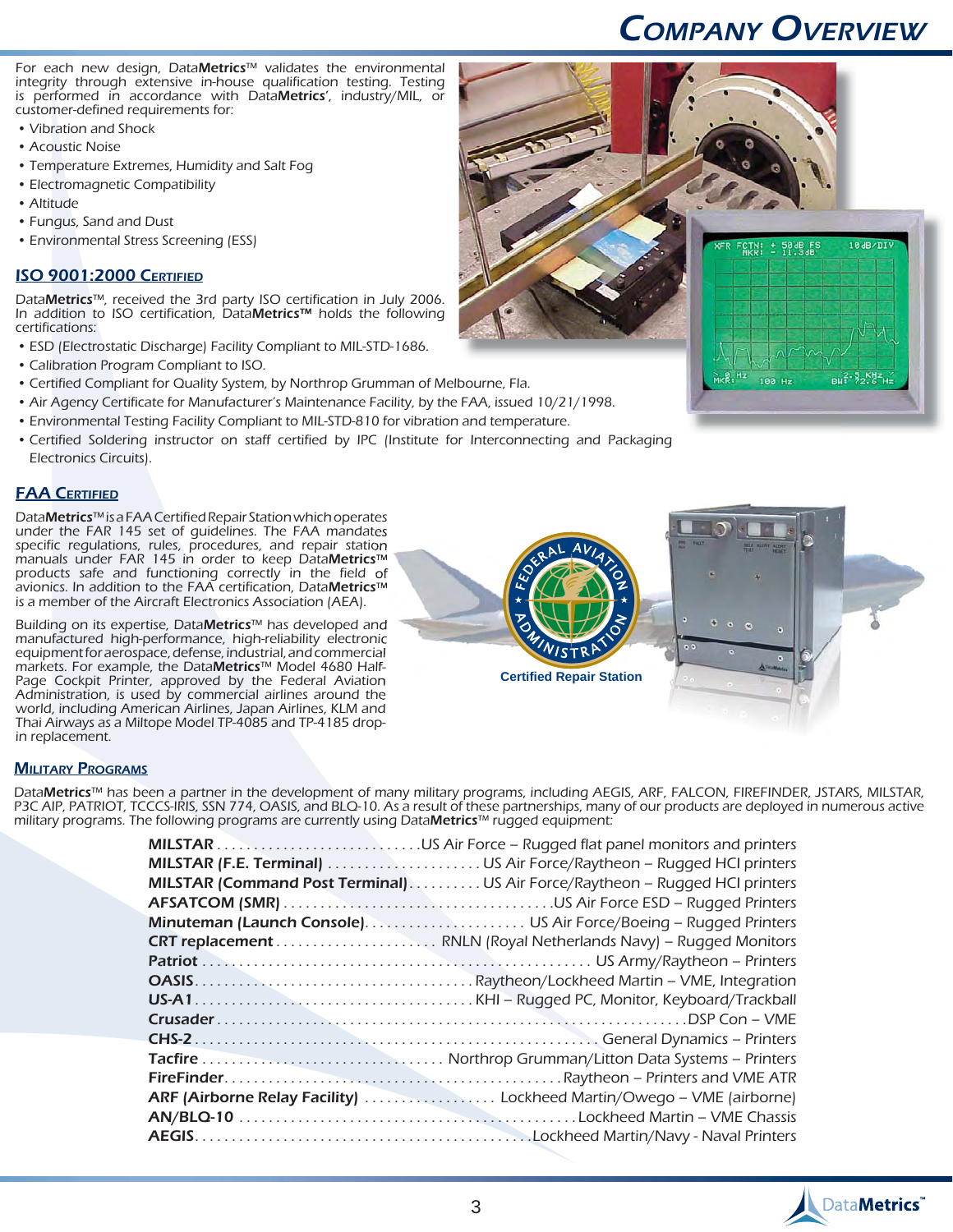# Company Overview

For each new design, DataMetrics™ validates the environmental integrity through extensive in-house qualification testing. Testing is performed in accordance with DataMetrics', industry/MIL, or customer-defined requirements for:

- Vibration and Shock
- Acoustic Noise
- Temperature Extremes, Humidity and Salt Fog
- Electromagnetic Compatibility
- Altitude
- Fungus, Sand and Dust
- Environmental Stress Screening (ESS)

## ISO 9001:2000 Certified

DataMetrics™, received the 3rd party ISO certification in July 2006. In addition to ISO certification, DataMetrics™ holds the following certifications:

- ESD (Electrostatic Discharge) Facility Compliant to MIL-STD-1686.
- Calibration Program Compliant to ISO.
- Certified Compliant for Quality System, by Northrop Grumman of Melbourne, Fla.
- Air Agency Certificate for Manufacturer's Maintenance Facility, by the FAA, issued 10/21/1998.
- Environmental Testing Facility Compliant to MIL-STD-810 for vibration and temperature.
- Certified Soldering instructor on staff certified by IPC (Institute for Interconnecting and Packaging Electronics Circuits).

## FAA Certified

DataMetrics™ is a FAA Certified Repair Station which operates under the FAR 145 set of guidelines. The FAA mandates specific regulations, rules, procedures, and repair station manuals under FAR 145 in order to keep DataMetrics™ products safe and functioning correctly in the field of avionics. In addition to the FAA certification, DataMetrics™ is a member of the Aircraft Electronics Association (AEA).

Building on its expertise, DataMetrics™ has developed and manufactured high-performance, high-reliability electronic equipment for aerospace, defense, industrial, and commercial markets. For example, the DataMetrics™ Model 4680 Half-Page Cockpit Printer, approved by the Federal Aviation Administration, is used by commercial airlines around the world, including American Airlines, Japan Airlines, KLM and Thai Airways as a Miltope Model TP-4085 and TP-4185 drop-in replacement.

Certified Repair Station

## Military Programs

DataMetrics™ has been a partner in the development of many military programs, including AEGIS, ARF, FALCON, FIREFINDER, JSTARS, MILSTAR, P3C AIP, PATRIOT, TCCCS-IRIS, SSN 774, OASIS, and BLQ-10. As a result of these partnerships, many of our products are deployed in numerous active military programs. The following programs are currently using DataMetrics™ rugged equipment:

| | |
|---|---|
| **MILSTAR** | US Air Force – Rugged flat panel monitors and printers |
| **MILSTAR (F.E. Terminal)** | US Air Force/Raytheon – Rugged HCI printers |
| **MILSTAR (Command Post Terminal)** | US Air Force/Raytheon – Rugged HCI printers |
| **AFSATCOM (SMR)** | US Air Force ESD – Rugged Printers |
| **Minuteman (Launch Console)** | US Air Force/Boeing – Rugged Printers |
| **CRT replacement** | RNLN (Royal Netherlands Navy) – Rugged Monitors |
| **Patriot** | US Army/Raytheon – Printers |
| **OASIS** | Raytheon/Lockheed Martin – VME, Integration |
| **US-A1** | KHI – Rugged PC, Monitor, Keyboard/Trackball |
| **Crusader** | DSP Con – VME |
| **CHS-2** | General Dynamics – Printers |
| **Tacfire** | Northrop Grumman/Litton Data Systems – Printers |
| **FireFinder** | Raytheon – Printers and VME ATR |
| **ARF (Airborne Relay Facility)** | Lockheed Martin/Owego – VME (airborne) |
| **AN/BLQ-10** | Lockheed Martin – VME Chassis |
| **AEGIS** | Lockheed Martin/Navy - Naval Printers |